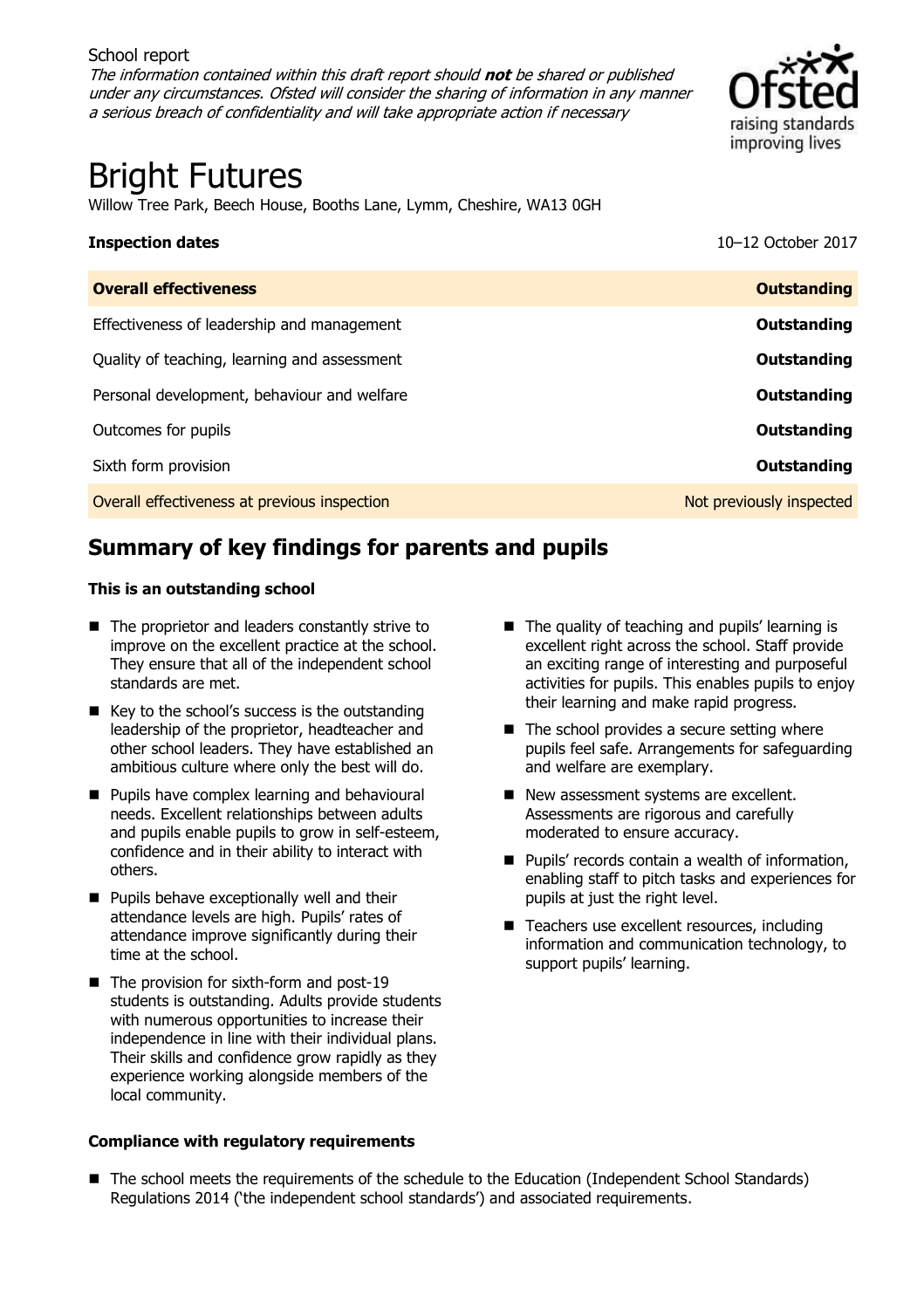School report

*The information contained within this draft report should **not** be shared or published under any circumstances. Ofsted will consider the sharing of information in any manner a serious breach of confidentiality and will take appropriate action if necessary*

# Bright Futures

Willow Tree Park, Beech House, Booths Lane, Lymm, Cheshire, WA13 0GH

| **Inspection dates** | 10–12 October 2017 |
|---|---|
| **Overall effectiveness** | **Outstanding** |
| Effectiveness of leadership and management | **Outstanding** |
| Quality of teaching, learning and assessment | **Outstanding** |
| Personal development, behaviour and welfare | **Outstanding** |
| Outcomes for pupils | **Outstanding** |
| Sixth form provision | **Outstanding** |
| Overall effectiveness at previous inspection | Not previously inspected |

## Summary of key findings for parents and pupils

**This is an outstanding school**

- The proprietor and leaders constantly strive to improve on the excellent practice at the school. They ensure that all of the independent school standards are met.
- Key to the school's success is the outstanding leadership of the proprietor, headteacher and other school leaders. They have established an ambitious culture where only the best will do.
- Pupils have complex learning and behavioural needs. Excellent relationships between adults and pupils enable pupils to grow in self-esteem, confidence and in their ability to interact with others.
- Pupils behave exceptionally well and their attendance levels are high. Pupils' rates of attendance improve significantly during their time at the school.
- The provision for sixth-form and post-19 students is outstanding. Adults provide students with numerous opportunities to increase their independence in line with their individual plans. Their skills and confidence grow rapidly as they experience working alongside members of the local community.
- The quality of teaching and pupils' learning is excellent right across the school. Staff provide an exciting range of interesting and purposeful activities for pupils. This enables pupils to enjoy their learning and make rapid progress.
- The school provides a secure setting where pupils feel safe. Arrangements for safeguarding and welfare are exemplary.
- New assessment systems are excellent. Assessments are rigorous and carefully moderated to ensure accuracy.
- Pupils' records contain a wealth of information, enabling staff to pitch tasks and experiences for pupils at just the right level.
- Teachers use excellent resources, including information and communication technology, to support pupils' learning.

**Compliance with regulatory requirements**

- The school meets the requirements of the schedule to the Education (Independent School Standards) Regulations 2014 ('the independent school standards') and associated requirements.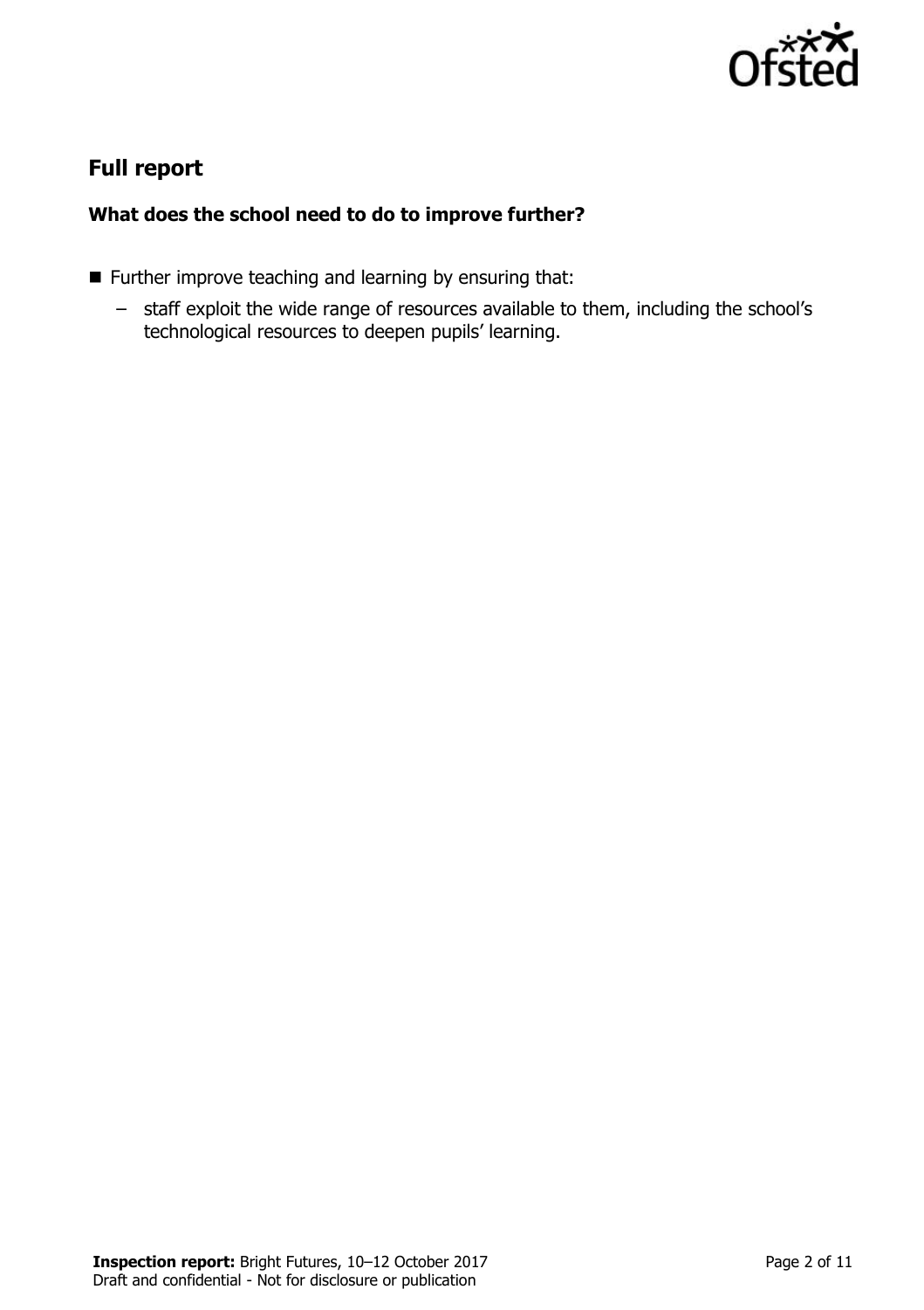## Full report

### What does the school need to do to improve further?

- Further improve teaching and learning by ensuring that:
  - staff exploit the wide range of resources available to them, including the school's technological resources to deepen pupils' learning.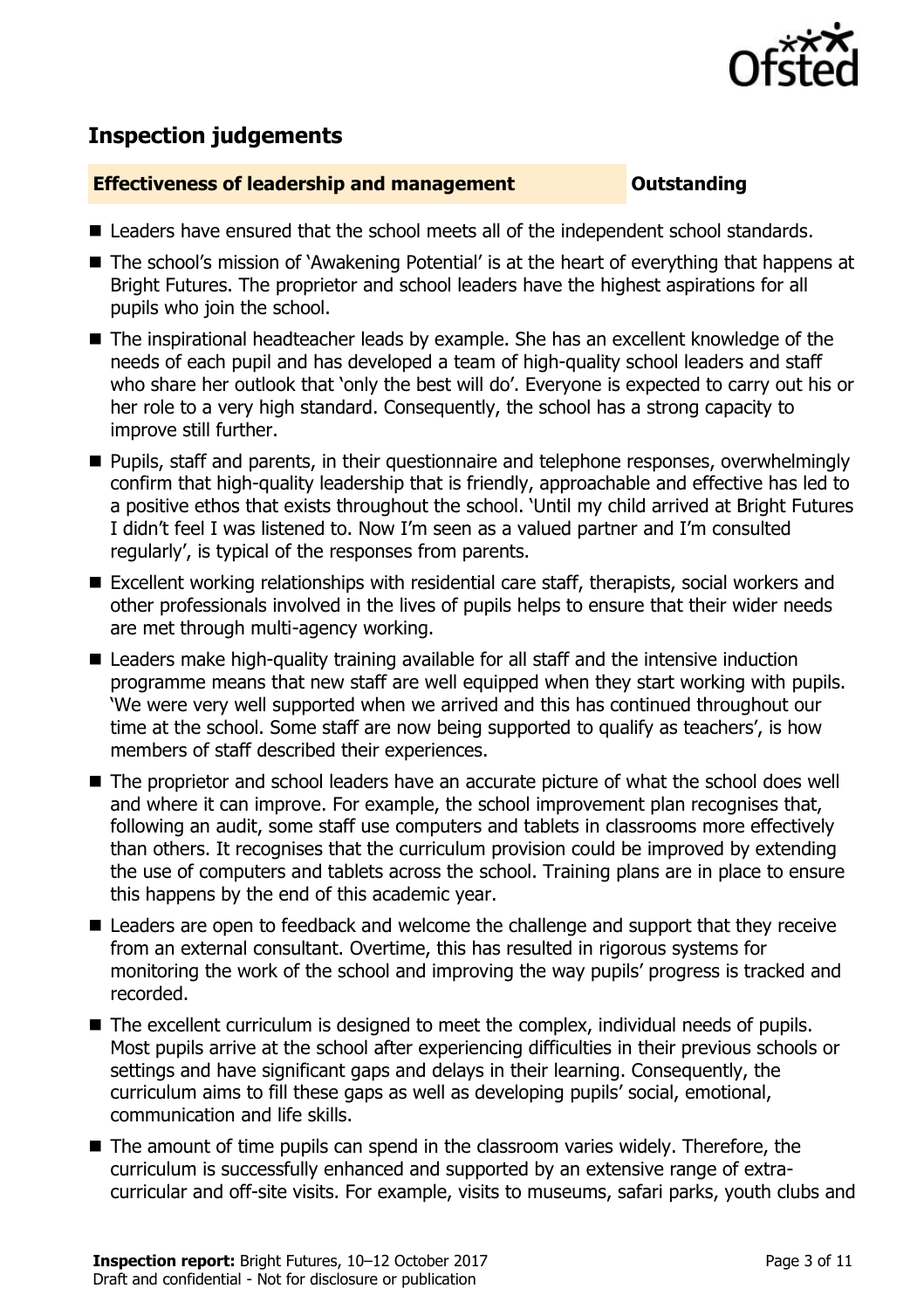## Inspection judgements

| Effectiveness of leadership and management | Outstanding |
| --- | --- |

- Leaders have ensured that the school meets all of the independent school standards.
- The school's mission of 'Awakening Potential' is at the heart of everything that happens at Bright Futures. The proprietor and school leaders have the highest aspirations for all pupils who join the school.
- The inspirational headteacher leads by example. She has an excellent knowledge of the needs of each pupil and has developed a team of high-quality school leaders and staff who share her outlook that 'only the best will do'. Everyone is expected to carry out his or her role to a very high standard. Consequently, the school has a strong capacity to improve still further.
- Pupils, staff and parents, in their questionnaire and telephone responses, overwhelmingly confirm that high-quality leadership that is friendly, approachable and effective has led to a positive ethos that exists throughout the school. 'Until my child arrived at Bright Futures I didn't feel I was listened to. Now I'm seen as a valued partner and I'm consulted regularly', is typical of the responses from parents.
- Excellent working relationships with residential care staff, therapists, social workers and other professionals involved in the lives of pupils helps to ensure that their wider needs are met through multi-agency working.
- Leaders make high-quality training available for all staff and the intensive induction programme means that new staff are well equipped when they start working with pupils. 'We were very well supported when we arrived and this has continued throughout our time at the school. Some staff are now being supported to qualify as teachers', is how members of staff described their experiences.
- The proprietor and school leaders have an accurate picture of what the school does well and where it can improve. For example, the school improvement plan recognises that, following an audit, some staff use computers and tablets in classrooms more effectively than others. It recognises that the curriculum provision could be improved by extending the use of computers and tablets across the school. Training plans are in place to ensure this happens by the end of this academic year.
- Leaders are open to feedback and welcome the challenge and support that they receive from an external consultant. Overtime, this has resulted in rigorous systems for monitoring the work of the school and improving the way pupils' progress is tracked and recorded.
- The excellent curriculum is designed to meet the complex, individual needs of pupils. Most pupils arrive at the school after experiencing difficulties in their previous schools or settings and have significant gaps and delays in their learning. Consequently, the curriculum aims to fill these gaps as well as developing pupils' social, emotional, communication and life skills.
- The amount of time pupils can spend in the classroom varies widely. Therefore, the curriculum is successfully enhanced and supported by an extensive range of extra-curricular and off-site visits. For example, visits to museums, safari parks, youth clubs and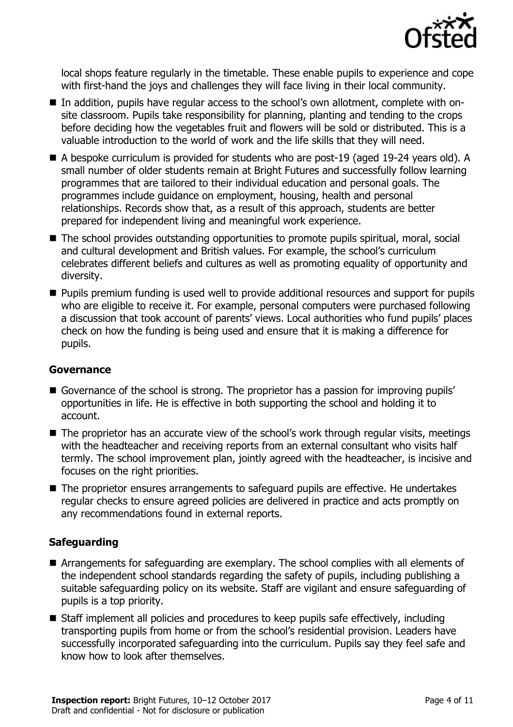local shops feature regularly in the timetable. These enable pupils to experience and cope with first-hand the joys and challenges they will face living in their local community.

- In addition, pupils have regular access to the school's own allotment, complete with on-site classroom. Pupils take responsibility for planning, planting and tending to the crops before deciding how the vegetables fruit and flowers will be sold or distributed. This is a valuable introduction to the world of work and the life skills that they will need.
- A bespoke curriculum is provided for students who are post-19 (aged 19-24 years old). A small number of older students remain at Bright Futures and successfully follow learning programmes that are tailored to their individual education and personal goals. The programmes include guidance on employment, housing, health and personal relationships. Records show that, as a result of this approach, students are better prepared for independent living and meaningful work experience.
- The school provides outstanding opportunities to promote pupils spiritual, moral, social and cultural development and British values. For example, the school's curriculum celebrates different beliefs and cultures as well as promoting equality of opportunity and diversity.
- Pupils premium funding is used well to provide additional resources and support for pupils who are eligible to receive it. For example, personal computers were purchased following a discussion that took account of parents' views. Local authorities who fund pupils' places check on how the funding is being used and ensure that it is making a difference for pupils.

### Governance

- Governance of the school is strong. The proprietor has a passion for improving pupils' opportunities in life. He is effective in both supporting the school and holding it to account.
- The proprietor has an accurate view of the school's work through regular visits, meetings with the headteacher and receiving reports from an external consultant who visits half termly. The school improvement plan, jointly agreed with the headteacher, is incisive and focuses on the right priorities.
- The proprietor ensures arrangements to safeguard pupils are effective. He undertakes regular checks to ensure agreed policies are delivered in practice and acts promptly on any recommendations found in external reports.

### Safeguarding

- Arrangements for safeguarding are exemplary. The school complies with all elements of the independent school standards regarding the safety of pupils, including publishing a suitable safeguarding policy on its website. Staff are vigilant and ensure safeguarding of pupils is a top priority.
- Staff implement all policies and procedures to keep pupils safe effectively, including transporting pupils from home or from the school's residential provision. Leaders have successfully incorporated safeguarding into the curriculum. Pupils say they feel safe and know how to look after themselves.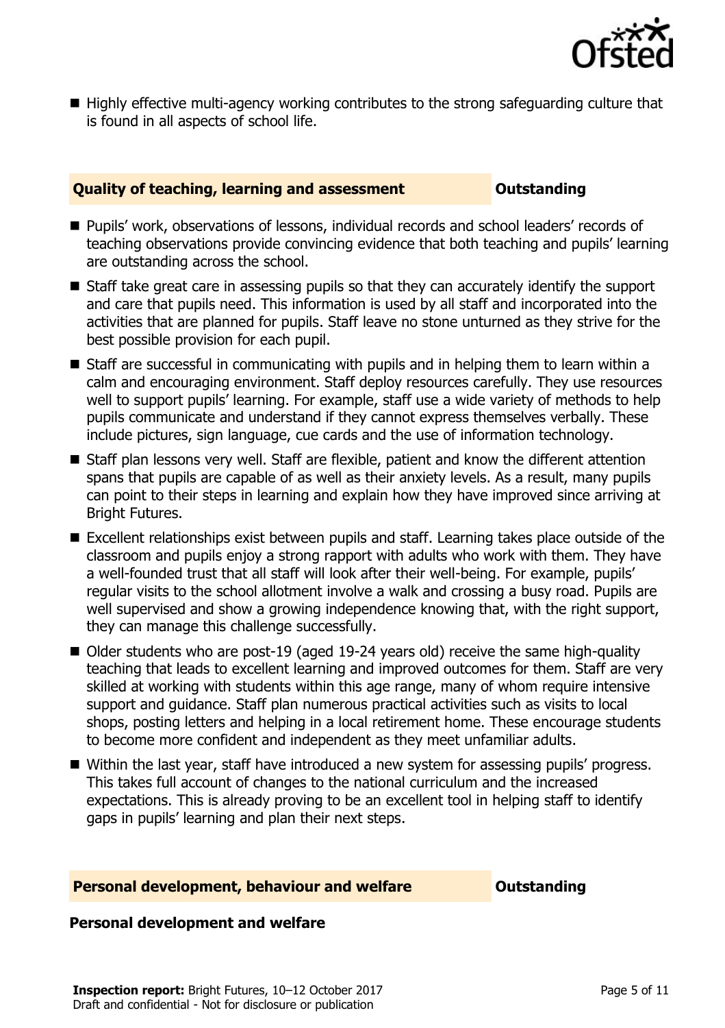- Highly effective multi-agency working contributes to the strong safeguarding culture that is found in all aspects of school life.

## Quality of teaching, learning and assessment — Outstanding

- Pupils' work, observations of lessons, individual records and school leaders' records of teaching observations provide convincing evidence that both teaching and pupils' learning are outstanding across the school.
- Staff take great care in assessing pupils so that they can accurately identify the support and care that pupils need. This information is used by all staff and incorporated into the activities that are planned for pupils. Staff leave no stone unturned as they strive for the best possible provision for each pupil.
- Staff are successful in communicating with pupils and in helping them to learn within a calm and encouraging environment. Staff deploy resources carefully. They use resources well to support pupils' learning. For example, staff use a wide variety of methods to help pupils communicate and understand if they cannot express themselves verbally. These include pictures, sign language, cue cards and the use of information technology.
- Staff plan lessons very well. Staff are flexible, patient and know the different attention spans that pupils are capable of as well as their anxiety levels. As a result, many pupils can point to their steps in learning and explain how they have improved since arriving at Bright Futures.
- Excellent relationships exist between pupils and staff. Learning takes place outside of the classroom and pupils enjoy a strong rapport with adults who work with them. They have a well-founded trust that all staff will look after their well-being. For example, pupils' regular visits to the school allotment involve a walk and crossing a busy road. Pupils are well supervised and show a growing independence knowing that, with the right support, they can manage this challenge successfully.
- Older students who are post-19 (aged 19-24 years old) receive the same high-quality teaching that leads to excellent learning and improved outcomes for them. Staff are very skilled at working with students within this age range, many of whom require intensive support and guidance. Staff plan numerous practical activities such as visits to local shops, posting letters and helping in a local retirement home. These encourage students to become more confident and independent as they meet unfamiliar adults.
- Within the last year, staff have introduced a new system for assessing pupils' progress. This takes full account of changes to the national curriculum and the increased expectations. This is already proving to be an excellent tool in helping staff to identify gaps in pupils' learning and plan their next steps.

## Personal development, behaviour and welfare — Outstanding

### Personal development and welfare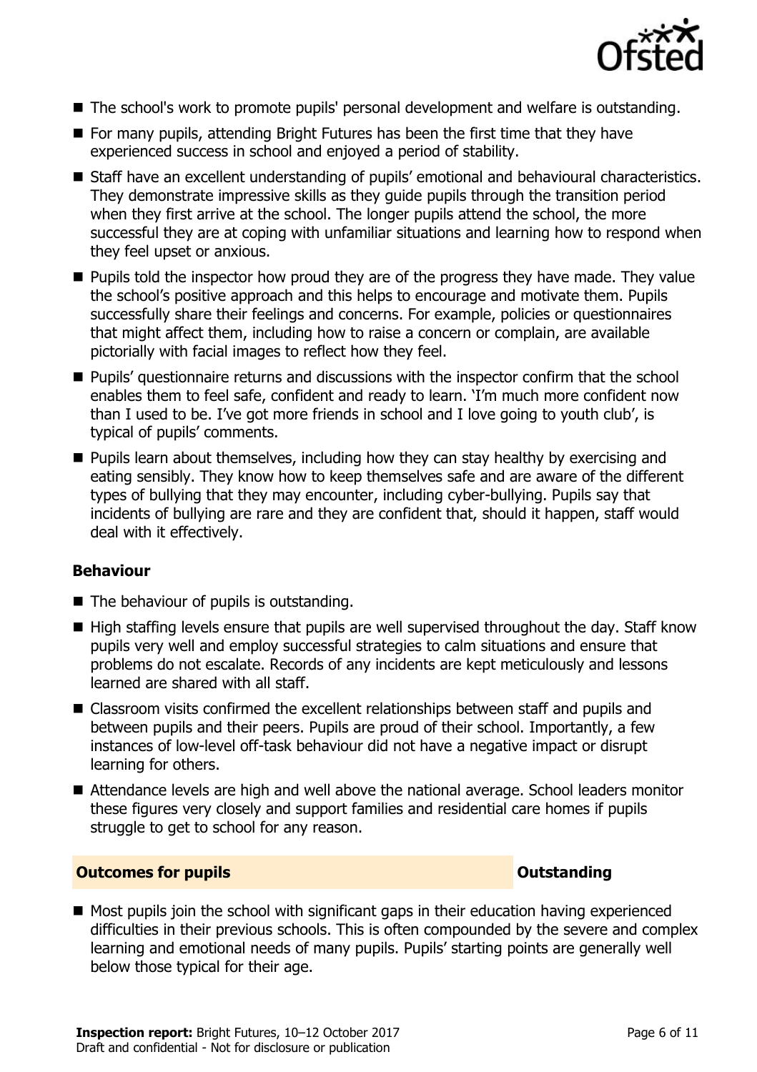- The school's work to promote pupils' personal development and welfare is outstanding.
- For many pupils, attending Bright Futures has been the first time that they have experienced success in school and enjoyed a period of stability.
- Staff have an excellent understanding of pupils' emotional and behavioural characteristics. They demonstrate impressive skills as they guide pupils through the transition period when they first arrive at the school. The longer pupils attend the school, the more successful they are at coping with unfamiliar situations and learning how to respond when they feel upset or anxious.
- Pupils told the inspector how proud they are of the progress they have made. They value the school's positive approach and this helps to encourage and motivate them. Pupils successfully share their feelings and concerns. For example, policies or questionnaires that might affect them, including how to raise a concern or complain, are available pictorially with facial images to reflect how they feel.
- Pupils' questionnaire returns and discussions with the inspector confirm that the school enables them to feel safe, confident and ready to learn. 'I'm much more confident now than I used to be. I've got more friends in school and I love going to youth club', is typical of pupils' comments.
- Pupils learn about themselves, including how they can stay healthy by exercising and eating sensibly. They know how to keep themselves safe and are aware of the different types of bullying that they may encounter, including cyber-bullying. Pupils say that incidents of bullying are rare and they are confident that, should it happen, staff would deal with it effectively.

### Behaviour

- The behaviour of pupils is outstanding.
- High staffing levels ensure that pupils are well supervised throughout the day. Staff know pupils very well and employ successful strategies to calm situations and ensure that problems do not escalate. Records of any incidents are kept meticulously and lessons learned are shared with all staff.
- Classroom visits confirmed the excellent relationships between staff and pupils and between pupils and their peers. Pupils are proud of their school. Importantly, a few instances of low-level off-task behaviour did not have a negative impact or disrupt learning for others.
- Attendance levels are high and well above the national average. School leaders monitor these figures very closely and support families and residential care homes if pupils struggle to get to school for any reason.

## Outcomes for pupils — Outstanding

- Most pupils join the school with significant gaps in their education having experienced difficulties in their previous schools. This is often compounded by the severe and complex learning and emotional needs of many pupils. Pupils' starting points are generally well below those typical for their age.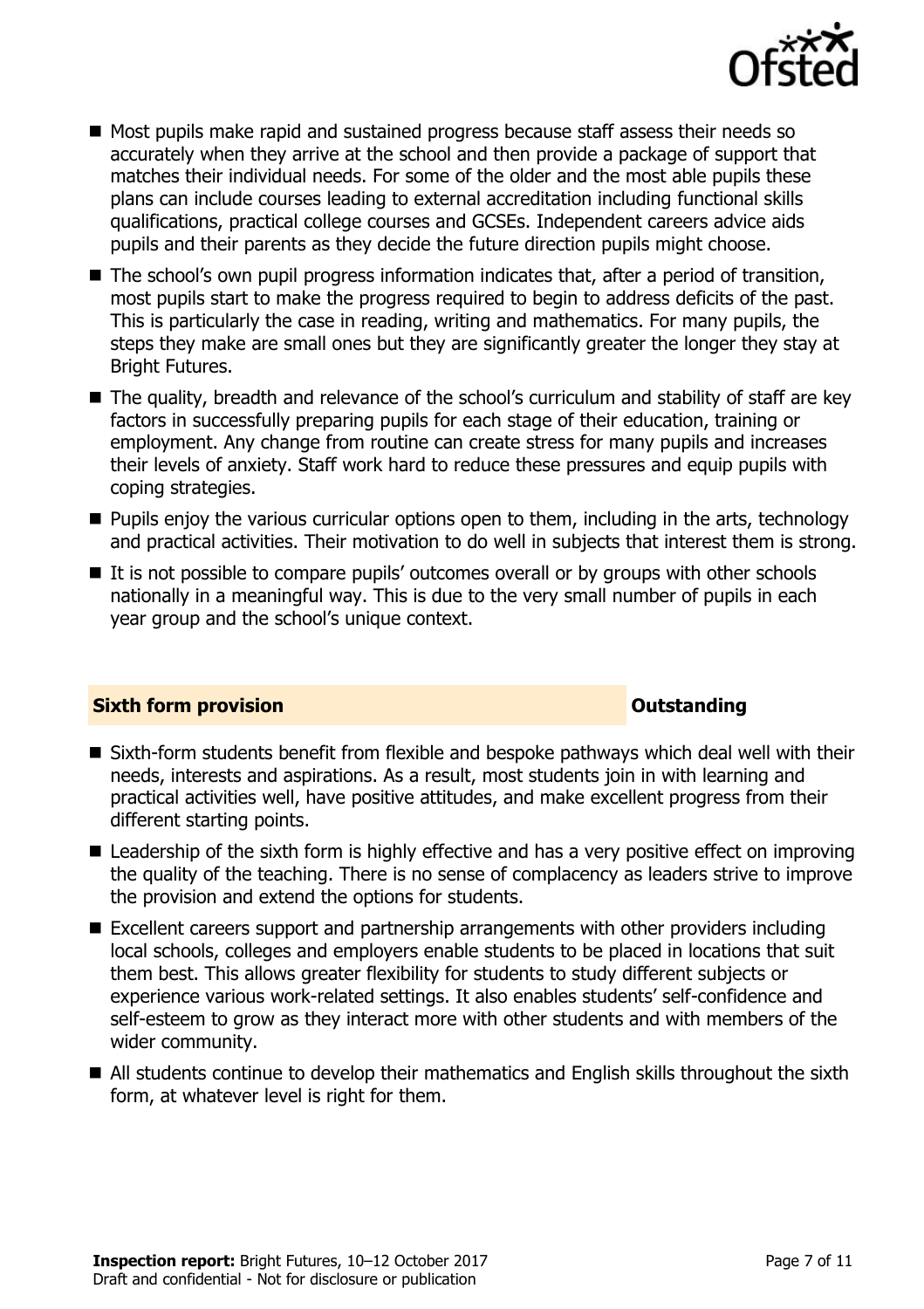- Most pupils make rapid and sustained progress because staff assess their needs so accurately when they arrive at the school and then provide a package of support that matches their individual needs. For some of the older and the most able pupils these plans can include courses leading to external accreditation including functional skills qualifications, practical college courses and GCSEs. Independent careers advice aids pupils and their parents as they decide the future direction pupils might choose.
- The school's own pupil progress information indicates that, after a period of transition, most pupils start to make the progress required to begin to address deficits of the past. This is particularly the case in reading, writing and mathematics. For many pupils, the steps they make are small ones but they are significantly greater the longer they stay at Bright Futures.
- The quality, breadth and relevance of the school's curriculum and stability of staff are key factors in successfully preparing pupils for each stage of their education, training or employment. Any change from routine can create stress for many pupils and increases their levels of anxiety. Staff work hard to reduce these pressures and equip pupils with coping strategies.
- Pupils enjoy the various curricular options open to them, including in the arts, technology and practical activities. Their motivation to do well in subjects that interest them is strong.
- It is not possible to compare pupils' outcomes overall or by groups with other schools nationally in a meaningful way. This is due to the very small number of pupils in each year group and the school's unique context.

## Sixth form provision — Outstanding

- Sixth-form students benefit from flexible and bespoke pathways which deal well with their needs, interests and aspirations. As a result, most students join in with learning and practical activities well, have positive attitudes, and make excellent progress from their different starting points.
- Leadership of the sixth form is highly effective and has a very positive effect on improving the quality of the teaching. There is no sense of complacency as leaders strive to improve the provision and extend the options for students.
- Excellent careers support and partnership arrangements with other providers including local schools, colleges and employers enable students to be placed in locations that suit them best. This allows greater flexibility for students to study different subjects or experience various work-related settings. It also enables students' self-confidence and self-esteem to grow as they interact more with other students and with members of the wider community.
- All students continue to develop their mathematics and English skills throughout the sixth form, at whatever level is right for them.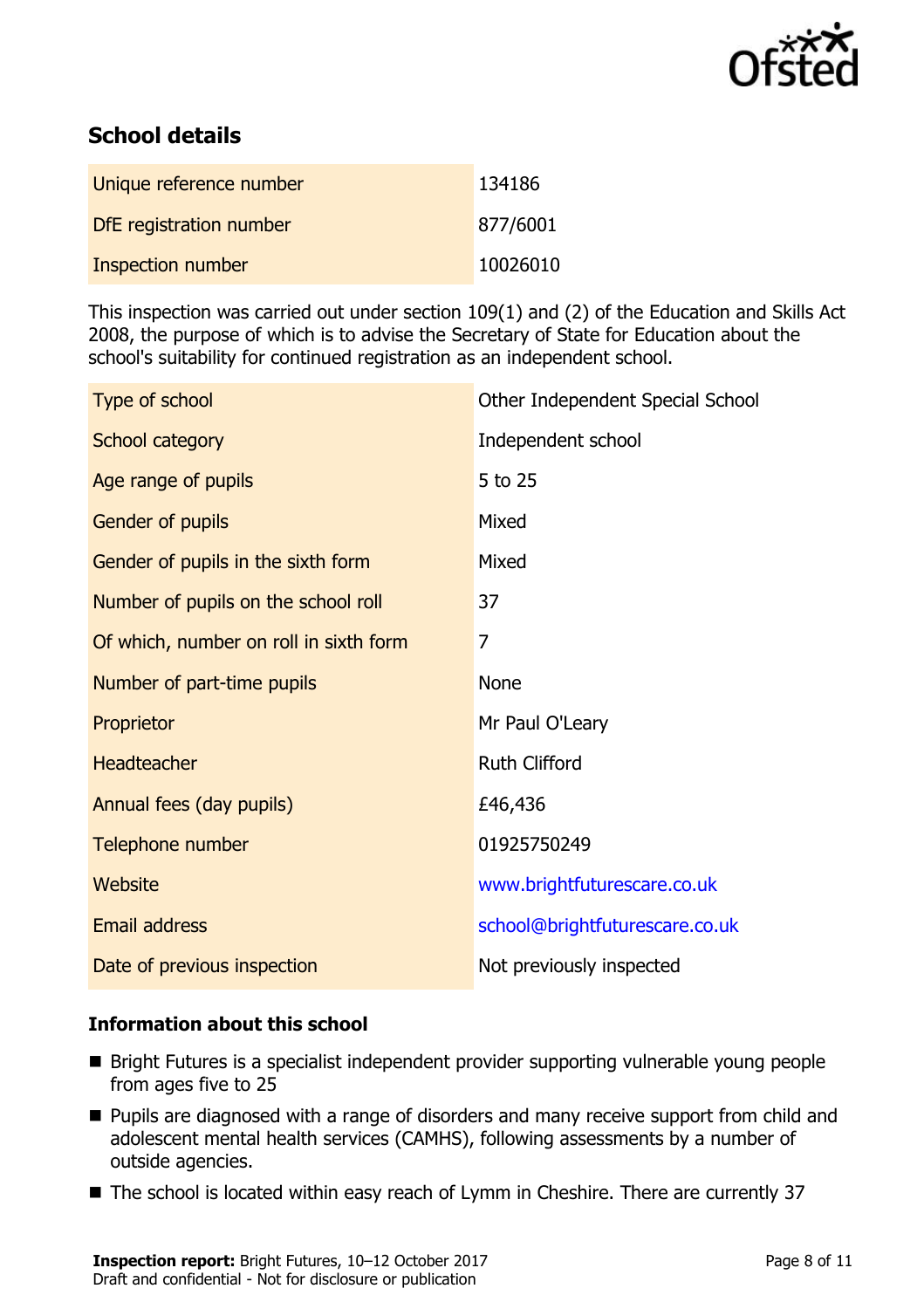## School details

| | |
|---|---|
| Unique reference number | 134186 |
| DfE registration number | 877/6001 |
| Inspection number | 10026010 |

This inspection was carried out under section 109(1) and (2) of the Education and Skills Act 2008, the purpose of which is to advise the Secretary of State for Education about the school's suitability for continued registration as an independent school.

| | |
|---|---|
| Type of school | Other Independent Special School |
| School category | Independent school |
| Age range of pupils | 5 to 25 |
| Gender of pupils | Mixed |
| Gender of pupils in the sixth form | Mixed |
| Number of pupils on the school roll | 37 |
| Of which, number on roll in sixth form | 7 |
| Number of part-time pupils | None |
| Proprietor | Mr Paul O'Leary |
| Headteacher | Ruth Clifford |
| Annual fees (day pupils) | £46,436 |
| Telephone number | 01925750249 |
| Website | www.brightfuturescare.co.uk |
| Email address | school@brightfuturescare.co.uk |
| Date of previous inspection | Not previously inspected |

### Information about this school

- Bright Futures is a specialist independent provider supporting vulnerable young people from ages five to 25
- Pupils are diagnosed with a range of disorders and many receive support from child and adolescent mental health services (CAMHS), following assessments by a number of outside agencies.
- The school is located within easy reach of Lymm in Cheshire. There are currently 37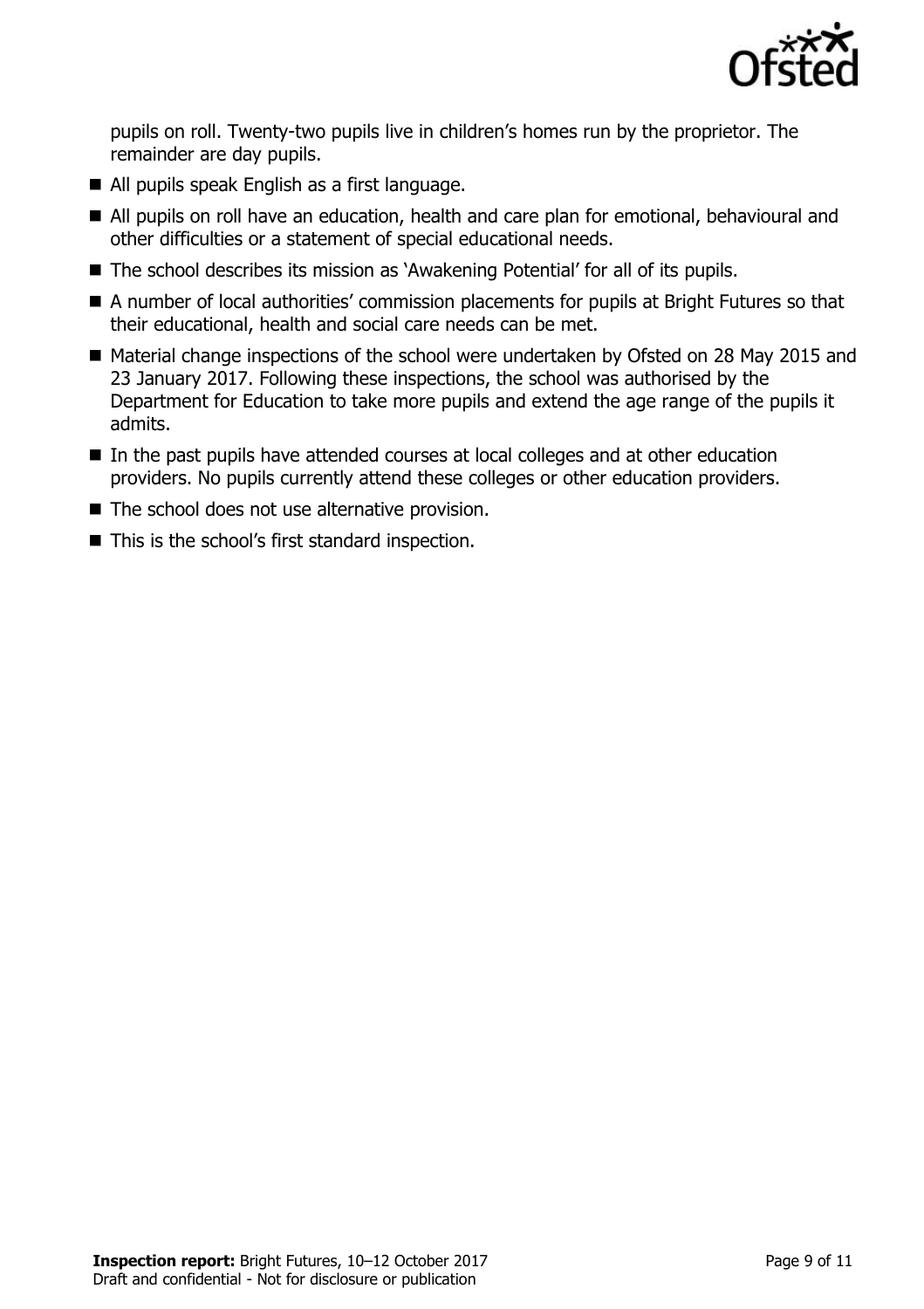pupils on roll. Twenty-two pupils live in children's homes run by the proprietor. The remainder are day pupils.

- All pupils speak English as a first language.
- All pupils on roll have an education, health and care plan for emotional, behavioural and other difficulties or a statement of special educational needs.
- The school describes its mission as 'Awakening Potential' for all of its pupils.
- A number of local authorities' commission placements for pupils at Bright Futures so that their educational, health and social care needs can be met.
- Material change inspections of the school were undertaken by Ofsted on 28 May 2015 and 23 January 2017. Following these inspections, the school was authorised by the Department for Education to take more pupils and extend the age range of the pupils it admits.
- In the past pupils have attended courses at local colleges and at other education providers. No pupils currently attend these colleges or other education providers.
- The school does not use alternative provision.
- This is the school's first standard inspection.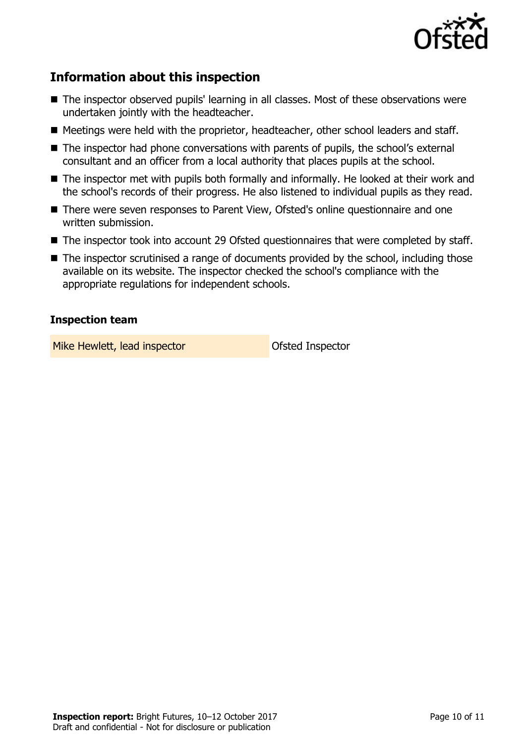## Information about this inspection

- The inspector observed pupils' learning in all classes. Most of these observations were undertaken jointly with the headteacher.
- Meetings were held with the proprietor, headteacher, other school leaders and staff.
- The inspector had phone conversations with parents of pupils, the school's external consultant and an officer from a local authority that places pupils at the school.
- The inspector met with pupils both formally and informally. He looked at their work and the school's records of their progress. He also listened to individual pupils as they read.
- There were seven responses to Parent View, Ofsted's online questionnaire and one written submission.
- The inspector took into account 29 Ofsted questionnaires that were completed by staff.
- The inspector scrutinised a range of documents provided by the school, including those available on its website. The inspector checked the school's compliance with the appropriate regulations for independent schools.

### Inspection team

| | |
|---|---|
| Mike Hewlett, lead inspector | Ofsted Inspector |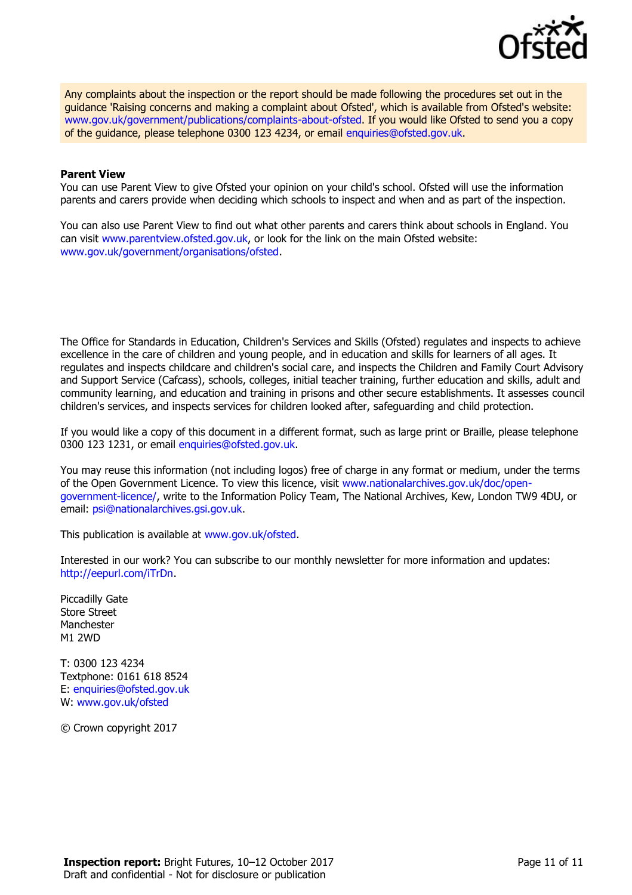Any complaints about the inspection or the report should be made following the procedures set out in the guidance 'Raising concerns and making a complaint about Ofsted', which is available from Ofsted's website: www.gov.uk/government/publications/complaints-about-ofsted. If you would like Ofsted to send you a copy of the guidance, please telephone 0300 123 4234, or email enquiries@ofsted.gov.uk.

**Parent View**

You can use Parent View to give Ofsted your opinion on your child's school. Ofsted will use the information parents and carers provide when deciding which schools to inspect and when and as part of the inspection.

You can also use Parent View to find out what other parents and carers think about schools in England. You can visit www.parentview.ofsted.gov.uk, or look for the link on the main Ofsted website: www.gov.uk/government/organisations/ofsted.

The Office for Standards in Education, Children's Services and Skills (Ofsted) regulates and inspects to achieve excellence in the care of children and young people, and in education and skills for learners of all ages. It regulates and inspects childcare and children's social care, and inspects the Children and Family Court Advisory and Support Service (Cafcass), schools, colleges, initial teacher training, further education and skills, adult and community learning, and education and training in prisons and other secure establishments. It assesses council children's services, and inspects services for children looked after, safeguarding and child protection.

If you would like a copy of this document in a different format, such as large print or Braille, please telephone 0300 123 1231, or email enquiries@ofsted.gov.uk.

You may reuse this information (not including logos) free of charge in any format or medium, under the terms of the Open Government Licence. To view this licence, visit www.nationalarchives.gov.uk/doc/open-government-licence/, write to the Information Policy Team, The National Archives, Kew, London TW9 4DU, or email: psi@nationalarchives.gsi.gov.uk.

This publication is available at www.gov.uk/ofsted.

Interested in our work? You can subscribe to our monthly newsletter for more information and updates: http://eepurl.com/iTrDn.

Piccadilly Gate
Store Street
Manchester
M1 2WD

T: 0300 123 4234
Textphone: 0161 618 8524
E: enquiries@ofsted.gov.uk
W: www.gov.uk/ofsted

© Crown copyright 2017